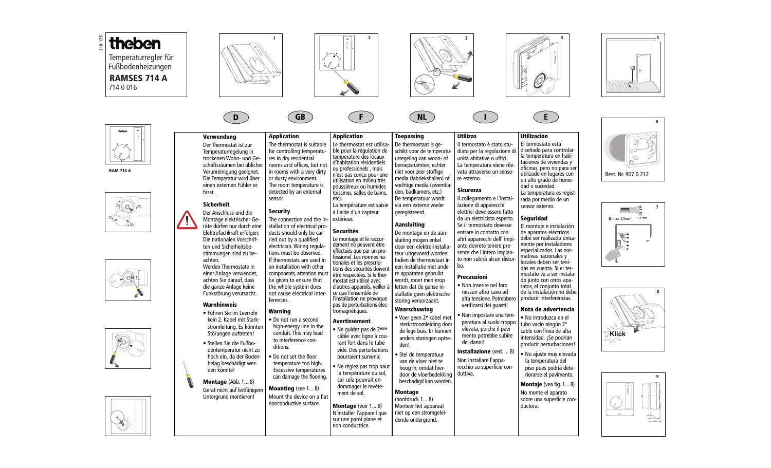310 175

# theben

Temperaturregler für Fußbodenheizungen

**RAMSES 714 A**

714 0 016

RAM 714 A

Best. Nr. 907 0 212

Ø max. 2,5mm² ~ 4 mm

Klick

## D

### Verwendung

Der Thermostat ist zur Temperaturregelung in trockenen Wohn- und Geschäftsräumen bei üblicher Verunreinigung geeignet. Die Temperatur wird über einen externen Fühler erfasst.

### Sicherheit

Der Anschluss und die Montage elektrischer Geräte dürfen nur durch eine Elektrofachkraft erfolgen. Die nationalen Vorschriften und Sicherheitsbestimmungen sind zu beachten.
Werden Thermostate in einer Anlage verwendet, achten Sie darauf, dass die ganze Anlage keine Funkstörung verursacht.

### Warnhinweis

- Führen Sie im Leerrohr kein 2. Kabel mit Starkstromleitung. Es könnten Störungen auftreten!
- Stellen Sie die Fußbodentemperatur nicht zu hoch ein, da der Bodenbelag beschädigt werden könnte!

**Montage** (Abb. 1... 8)
Gerät nicht auf leitfähigem Untergrund montieren!

## GB

### Application

The thermostat is suitable for controlling temperatures in dry residential rooms and offices, but not in rooms with a very dirty or dusty environment. The room temperature is detected by an external sensor.

### Security

The connection and the installation of electrical products should only be carried out by a qualified electrician. Wiring regulations must be observed. If thermostats are used in an installation with other components, attention must be given to ensure that the whole system does not cause electrical interferences.

### Warning

- Do not run a second high-energy line in the conduit. This may lead to interference conditions.
- Do not set the floor temperature too high. Excessive temperatures can damage the flooring.

**Mounting** (see 1... 8)
Mount the device on a flat nonconductive surface.

## F

### Application

Le thermostat est utilisable pour la régulation de temperature des locaux d'habitation résidentiels ou professionels , mais n´est pas conçu pour une utilisation en milieu très poussiéreux ou humides (piscines, salles de bains, etc).
La température est saisie à l'aide d'un capteur extérieur.

### Securités

Le montage et le raccordement ne peuvent être effectués que par un professionnel. Les normes nationales et les prescriptions des sécurités doivent être respectées. Si le thermostat est utilisé avec d'autres appareils, veiller à ce que l'ensemble de l'installation ne provoque pas de perturbations électromagnétiques.

### Avertissement

- Ne guidez pas de 2ème câble avec ligne à courant fort dans le tube vide. Des perturbations pourraient survenir.
- Ne réglez pas trop haut la température du sol, car cela pourrait endommager le revêtement de sol.

**Montage** (voir 1... 8)
N´installer l'appareil que sur une paroi plane et non conductrice.

## NL

### Toepassing

De thermostaat is geschikt voor de temperatuurregeling van woon- of beroepsruimten, echter niet voor zeer stoffige media (fabriekshallen) of vochtige media (zwembaden, badkamers, etc.)
De temperatuur wordt via een externe voeler geregistreerd.

### Aansluiting

De montage en de aansluiting mogen enkel door een elektro-installateur uitgevoerd worden. Indien de thermostaat in een installatie met andere apparaten gebruikt wordt, moet men erop letten dat de ganse installatie geen elektrische storing veroorzaakt.

### Waarschuwing

- Voer geen 2e kabel met sterkstroomleiding door de lege buis. Er kunnen anders storingen optreden!
- Stel de temperatuur van de vloer niet te hoog in, omdat hierdoor de vloerbedekking beschadigd kan worden.

**Montage**
(hoofdruck 1... 8)
Monteer het apparaat niet op een stromgeleidende ondergrond.

## I

### Utilizzo

Il termostato è stato studiato per la regolazione di unità abitative o uffici.
La temperatura viene rilevata attraverso un sensore esterno.

### Sicurezza

Il collegamento e l'installazione di apparecchi elettrici deve essere fatto da un elettricista esperto. Se il termostato dovesse entrare in contatto con altri apparecchi dell' impianto dovrete tenere presente che l'intero impianto non subirà alcun disturbo.

### Precauzioni

- Non inserire nel foro nessun altro cavo ad alta tensione. Potrebbero verificarsi dei guasti!
- Non impostare una temperatura al suolo troppo elevata, poiché il pavimento potrebbe subire dei danni!

**Installazione** (ved. ... 8)
Non installare l'apparecchio su superficie conduttiva.

## E

### Utilización

El termostato está diseñado para controlar la temperatura en habitaciones de viviendas y oficinas, pero no para ser utilizado en lugares con un alto grado de humedad o suciedad.
La temperatura es registrada por medio de un sensor externo.

### Seguridad

El montaje e instalación de aparatos eléctricos debe ser realizado únicamente por instaladores especializados. Las normativas nacionales y locales deben ser tenidas en cuenta. Si el termostato va a ser instalado junto con otros aparatos, el conjunto total de la instalación no debe producir interferencias.

### Nota de advertencia

- No introduzca en el tubo vacío ningún 2° cable con línea de alta intensidad. ¡Se podrían producir perturbaciones!
- No ajuste muy elevada la temperatura del piso pues podría deteriorarse el pavimento.

**Montaje** (vea fig. 1... 8)
No monte el aparato sobre una superficie conductora.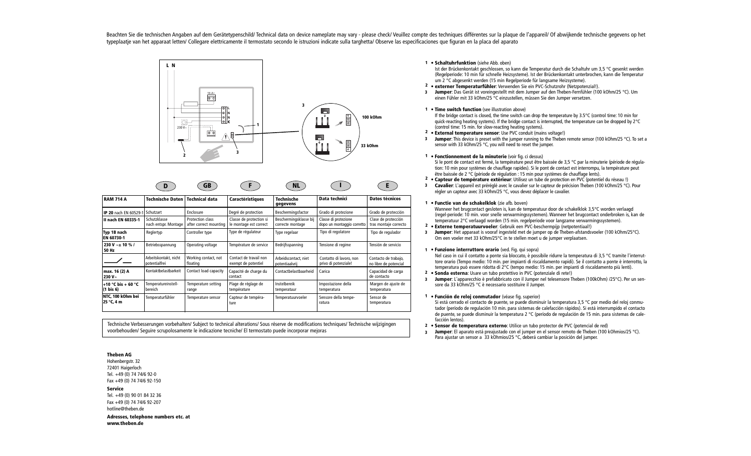Beachten Sie die technischen Angaben auf dem Gerätetypenschild/ Technical data on device nameplate may vary - please check/ Veuillez compte des techniques différentes sur la plaque de l'appareil/ Of abwijkende technische gegevens op het typeplaatje van het apparaat letten/ Collegare elettricamente il termostato secondo le istruzioni indicate sulla targhetta/ Observe las especificaciones que figuran en la placa del aparato

L N

16 A~

230 V~

1

2

3

3

100 kOhm

33 kOhm

| RAM 714 A | D Technische Daten | GB Technical data | F Caractéristiques | NL Technische gegevens | I Data technici | E Datos técnicos |
|---|---|---|---|---|---|---|
| IP 20 nach EN 60529-1 | Schutzart | Enclosure | Degré de protection | Beschermingsfactor | Grado di protezione | Grado de protección |
| II nach EN 60335-1 | Schutzklasse nach entspr. Montage | Protection class after correct mounting | Classe de protection si le montage est correct | Beschermingsklasse bij correcte montage | Classe di protezione dopo un montaggio corretto | Clase de protección tras montaje correcto |
| Typ 1B nach EN 60730-1 | Reglertyp | Controller type | Type de régulateur | Type regelaar | Tipo di regolatore | Tipo de regulador |
| 230 V ~± 10 % / 50 Hz | Betriebsspannung | Operating voltage | Température de service | Bedrijfsspanning | Tensione di regime | Tensión de servicio |
| | Arbeitskontakt, nicht potentialfrei | Working contact, not floating | Contact de travail non exempt de potentiel | Arbeidscontact, niet potentiaalvrij | Contatto di lavoro, non privo di potenziale! | Contacto de trabajo, no libre de potencial |
| max. 16 (2) A 230 V~ | Kontaktbelastbarkeit | Contact load capacity | Capacité de charge du contact | Contactbelastbaarheid | Carica | Capacidad de carga de contacto |
| +10 °C bis + 60 °C (1 bis 6) | Temperatureinstell-bereich | Temperature setting range | Plage de réglage de température | Instelbereik temperatuur | Impostazione della temperatura | Margen de ajuste de temperatura |
| NTC, 100 kOhm bei 25 °C, 4 m | Temperaturfühler | Temperature sensor | Capteur de température | Temperatuurvoeler | Sensore della temperatura | Sensor de temperatura |

Technische Verbesserungen vorbehalten/ Subject to technical alterations/ Sous réserve de modifications techniques/ Technische wijzigingen voorbehouden/ Seguire scrupolosamente le indicazione tecniche/ El termostato puede incorporar mejoras

**Theben AG**
Hohenbergstr. 32
72401 Haigerloch
Tel. +49 (0) 74 74/6 92-0
Fax +49 (0) 74 74/6 92-150

**Service**
Tel. +49 (0) 90 01 84 32 36
Fax +49 (0) 74 74/6 92-207
hotline@theben.de

**Adresses, telephone numbers etc. at www.theben.de**

1 • **Schaltuhrfunktion** (siehe Abb. oben)
Ist der Brückenkontakt geschlossen, so kann die Temperatur durch die Schaltuhr um 3,5 °C gesenkt werden (Regelperiode: 10 min für schnelle Heizsysteme). Ist der Brückenkontakt unterbrochen, kann die Temperatur um 2 °C abgesenkt werden (15 min Regelperiode für langsame Heizsysteme).
2 • **externer Temperaturfühler**: Verwenden Sie ein PVC-Schutzrohr (Netzpotenzial!).
3 **Jumper**: Das Gerät ist voreingestellt mit dem Jumper auf den Theben-Fernfühler (100 kOhm/25 °C). Um einen Fühler mit 33 kOhm/25 °C einzustellen, müssen Sie den Jumper versetzen.

1 • **Time switch function** (see illustration above)
If the bridge contact is closed, the time switch can drop the temperature by 3.5°C (control time: 10 min for quick-reacting heating systems). If the bridge contact is interrupted, the temperature can be dropped by 2°C (control time: 15 min. for slow-reacting heating systems).
2 • **External temperature sensor**: Use PVC conduit (mains voltage!)
3 **Jumper**: This device is preset with the jumper running to the Theben remote sensor (100 kOhm/25 °C). To set a sensor with 33 kOhm/25 °C, you will need to reset the jumper.

1 • **Fonctionnement de la minuterie** (voir fig. ci dessus)
Si le pont de contact est fermé, la température peut être baissée de 3,5 °C par la minuterie (période de régulation: 10 min pour systèmes de chauffage rapides). Si le pont de contact est interrompu, la température peut être baissée de 2 °C (période de régulation : 15 min pour systèmes de chauffage lents).
2 • **Capteur de température extérieur**: Utilisez un tube de protection en PVC (potentiel du réseau !)
3 **Cavalier**: L'appareil est préréglé avec le cavalier sur le capteur de précision Theben (100 kOhm/25 °C). Pour régler un capteur avec 33 kOhm/25 °C, vous devez déplacer le cavalier.

1 • **Functie van de schakelklok** (zie afb. boven)
Wanneer het brugcontact gesloten is, kan de temperatuur door de schakelklok 3,5°C worden verlaagd (regel-periode: 10 min. voor snelle verwarmingssystemen). Wanneer het brugcontact onderbroken is, kan de temperatuur 2°C verlaagd worden (15 min. regelperiode voor langzame verwarmingssystemen).
2 • **Externe temperatuurvoeler**: Gebruik een PVC-beschermpijp (netpotentiaal!)
3 **Jumper**: Het apparaat is vooraf ingesteld met de jumper op de Theben-afstandsvoeler (100 kOhm/25°C). Om een voeler met 33 kOhm/25°C in te stellen moet u de jumper verplaatsen.

1 • **Funzione interruttore orario** (ved. Fig. qui sopra)
Nel caso in cui il contatto a ponte sia bloccato, è possibile ridurre la temperatura di 3,5 °C tramite l'interruttore orario (Tempo medio: 10 min. per impianti di riscaldamento rapidi). Se il contatto a ponte è interrotto, la temperatura può essere ridotta di 2°C (tempo medio: 15 min. per impianti di riscaldamento più lenti).
2 • **Sonda esterna**: Usare un tubo protettivo in PVC (potenziale di rete!)
3 **Jumper**: L'apparecchio è prefabbricato con il Jumper nel telesensore Theben (100kOhm) /25°C). Per un sensore da 33 kOhm/25 °C è necessario sostituire il Jumper.

1 • **Función de reloj conmutador** (véase fig. superior)
Si está cerrado el contacto de puente, se puede disminuir la temperatura 3,5 °C por medio del reloj conmutador (período de regulación 10 min. para sistemas de calefacción rápidos). Si está interrumpido el contacto de puente, se puede disminuir la temperatura 2 °C (período de regulación de 15 min. para sistemas de calefacción lentos).
2 • **Sensor de temperatura externo**: Utilice un tubo protector de PVC (potencial de red)
3 **Jumper**: El aparato está preajustado con el jumper en el sensor remoto de Theben (100 kOhmios/25 °C). Para ajustar un sensor a 33 kOhmios/25 °C, deberá cambiar la posición del jumper.